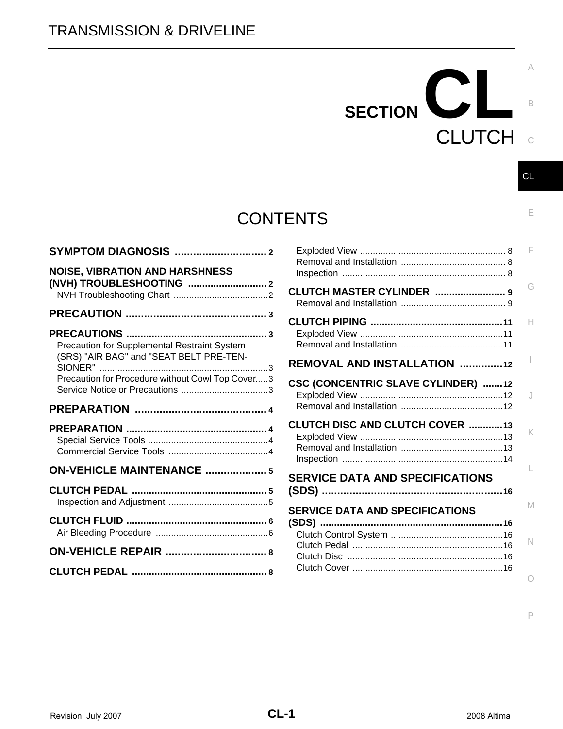TRANSMISSION & DRIVELINE

# SECTION CL

# CLUTCH

## CONTENTS

**SYMPTOM DIAGNOSIS** .............................. 2

**NOISE, VIBRATION AND HARSHNESS (NVH) TROUBLESHOOTING** ............................ 2
- NVH Troubleshooting Chart ..................................... 2

**PRECAUTION** .............................................. 3

**PRECAUTIONS** ............................................. 3
- Precaution for Supplemental Restraint System (SRS) "AIR BAG" and "SEAT BELT PRE-TENSIONER" .................................................................. 3
- Precaution for Procedure without Cowl Top Cover..... 3
- Service Notice or Precautions .................................. 3

**PREPARATION** ........................................... 4

**PREPARATION** ............................................. 4
- Special Service Tools ............................................... 4
- Commercial Service Tools ....................................... 4

**ON-VEHICLE MAINTENANCE** .................... 5

**CLUTCH PEDAL** ............................................ 5
- Inspection and Adjustment ....................................... 5

**CLUTCH FLUID** ............................................. 6
- Air Bleeding Procedure ............................................ 6

**ON-VEHICLE REPAIR** ................................. 8

**CLUTCH PEDAL** ............................................ 8
- Exploded View ......................................................... 8
- Removal and Installation ......................................... 8
- Inspection ................................................................ 8

**CLUTCH MASTER CYLINDER** ......................... 9
- Removal and Installation ......................................... 9

**CLUTCH PIPING** ............................................. 11
- Exploded View ......................................................... 11
- Removal and Installation ......................................... 11

**REMOVAL AND INSTALLATION** .............. 12

**CSC (CONCENTRIC SLAVE CYLINDER)** ....... 12
- Exploded View ......................................................... 12
- Removal and Installation ......................................... 12

**CLUTCH DISC AND CLUTCH COVER** ............ 13
- Exploded View ......................................................... 13
- Removal and Installation ......................................... 13
- Inspection ................................................................ 14

**SERVICE DATA AND SPECIFICATIONS (SDS)** ........................................................... 16

**SERVICE DATA AND SPECIFICATIONS (SDS)** ................................................................ 16
- Clutch Control System ............................................ 16
- Clutch Pedal ........................................................... 16
- Clutch Disc ............................................................. 16
- Clutch Cover ........................................................... 16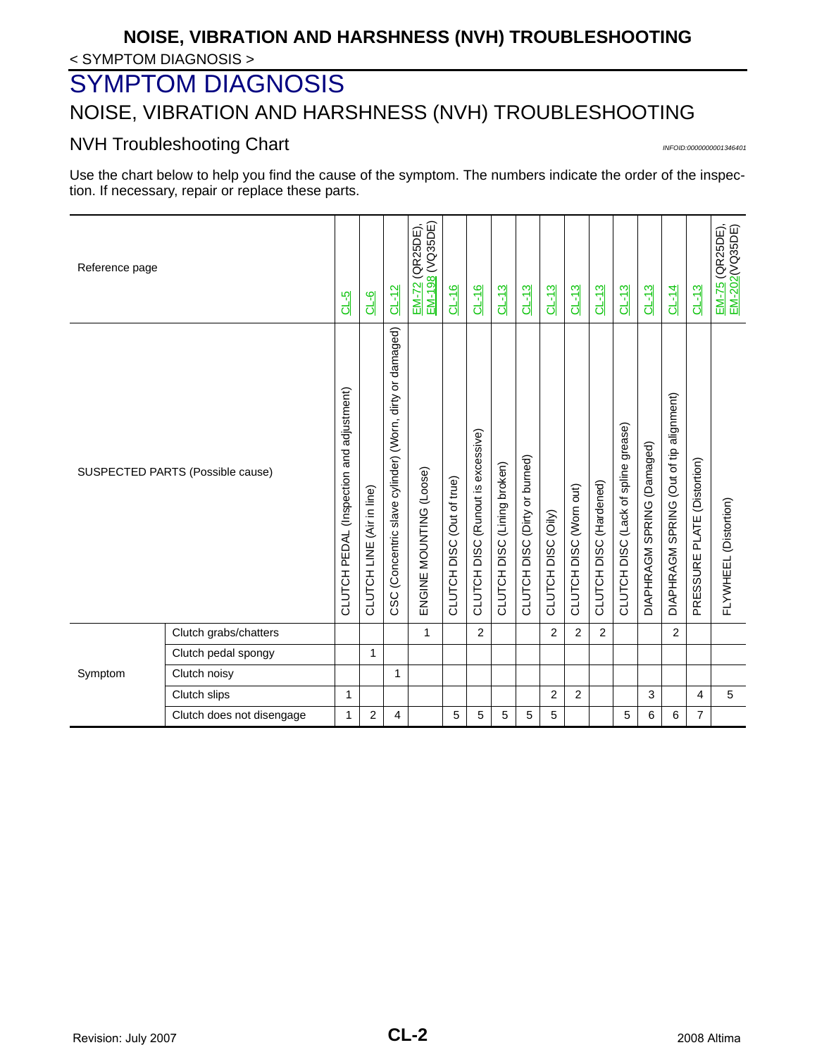# SYMPTOM DIAGNOSIS

## NOISE, VIBRATION AND HARSHNESS (NVH) TROUBLESHOOTING

### NVH Troubleshooting Chart

*INFOID:0000000001346401*

Use the chart below to help you find the cause of the symptom. The numbers indicate the order of the inspection. If necessary, repair or replace these parts.

| Reference page | | CL-5 | CL-6 | CL-12 | EM-72 (QR25DE), EM-198 (VQ35DE) | CL-16 | CL-16 | CL-13 | CL-13 | CL-13 | CL-13 | CL-13 | CL-13 | CL-13 | CL-14 | CL-13 | EM-75 (QR25DE), EM-202(VQ35DE) |
|---|---|---|---|---|---|---|---|---|---|---|---|---|---|---|---|---|---|
| SUSPECTED PARTS (Possible cause) | | CLUTCH PEDAL (Inspection and adjustment) | CLUTCH LINE (Air in line) | CSC (Concentric slave cylinder) (Worn, dirty or damaged) | ENGINE MOUNTING (Loose) | CLUTCH DISC (Out of true) | CLUTCH DISC (Runout is excessive) | CLUTCH DISC (Lining broken) | CLUTCH DISC (Dirty or burned) | CLUTCH DISC (Oily) | CLUTCH DISC (Worn out) | CLUTCH DISC (Hardened) | CLUTCH DISC (Lack of spline grease) | DIAPHRAGM SPRING (Damaged) | DIAPHRAGM SPRING (Out of tip alignment) | PRESSURE PLATE (Distortion) | FLYWHEEL (Distortion) |
| Symptom | Clutch grabs/chatters | | | | 1 | | 2 | | | 2 | 2 | 2 | | | 2 | | |
| | Clutch pedal spongy | | 1 | | | | | | | | | | | | | | |
| | Clutch noisy | | | 1 | | | | | | | | | | | | | |
| | Clutch slips | 1 | | | | | | | | 2 | 2 | | | 3 | | 4 | 5 |
| | Clutch does not disengage | 1 | 2 | 4 | | 5 | 5 | 5 | 5 | 5 | | | 5 | 6 | 6 | 7 | |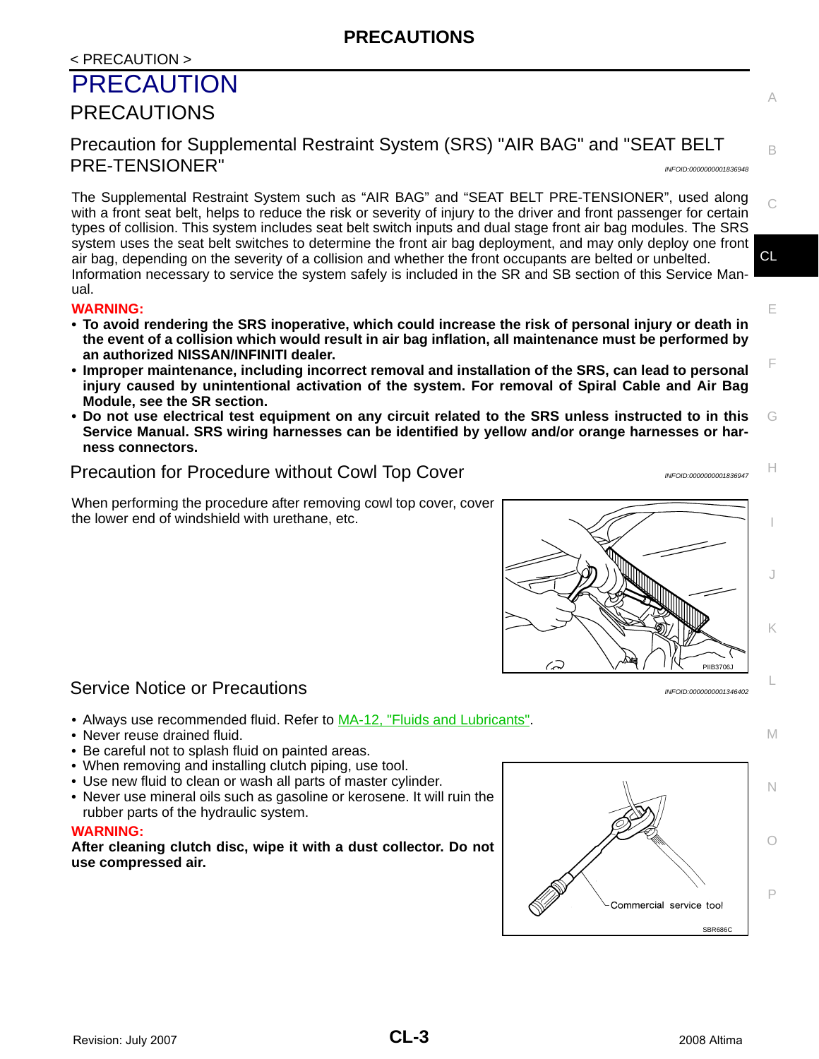< PRECAUTION >

# PRECAUTION

## PRECAUTIONS

### Precaution for Supplemental Restraint System (SRS) "AIR BAG" and "SEAT BELT PRE-TENSIONER"

*INFOID:0000000001836948*

The Supplemental Restraint System such as "AIR BAG" and "SEAT BELT PRE-TENSIONER", used along with a front seat belt, helps to reduce the risk or severity of injury to the driver and front passenger for certain types of collision. This system includes seat belt switch inputs and dual stage front air bag modules. The SRS system uses the seat belt switches to determine the front air bag deployment, and may only deploy one front air bag, depending on the severity of a collision and whether the front occupants are belted or unbelted.
Information necessary to service the system safely is included in the SR and SB section of this Service Manual.

**WARNING:**

- **To avoid rendering the SRS inoperative, which could increase the risk of personal injury or death in the event of a collision which would result in air bag inflation, all maintenance must be performed by an authorized NISSAN/INFINITI dealer.**
- **Improper maintenance, including incorrect removal and installation of the SRS, can lead to personal injury caused by unintentional activation of the system. For removal of Spiral Cable and Air Bag Module, see the SR section.**
- **Do not use electrical test equipment on any circuit related to the SRS unless instructed to in this Service Manual. SRS wiring harnesses can be identified by yellow and/or orange harnesses or harness connectors.**

### Precaution for Procedure without Cowl Top Cover

*INFOID:0000000001836947*

When performing the procedure after removing cowl top cover, cover the lower end of windshield with urethane, etc.

PIIB3706J

### Service Notice or Precautions

*INFOID:0000000001346402*

- Always use recommended fluid. Refer to MA-12, "Fluids and Lubricants".
- Never reuse drained fluid.
- Be careful not to splash fluid on painted areas.
- When removing and installing clutch piping, use tool.
- Use new fluid to clean or wash all parts of master cylinder.
- Never use mineral oils such as gasoline or kerosene. It will ruin the rubber parts of the hydraulic system.

**WARNING:**

**After cleaning clutch disc, wipe it with a dust collector. Do not use compressed air.**

Commercial service tool

SBR686C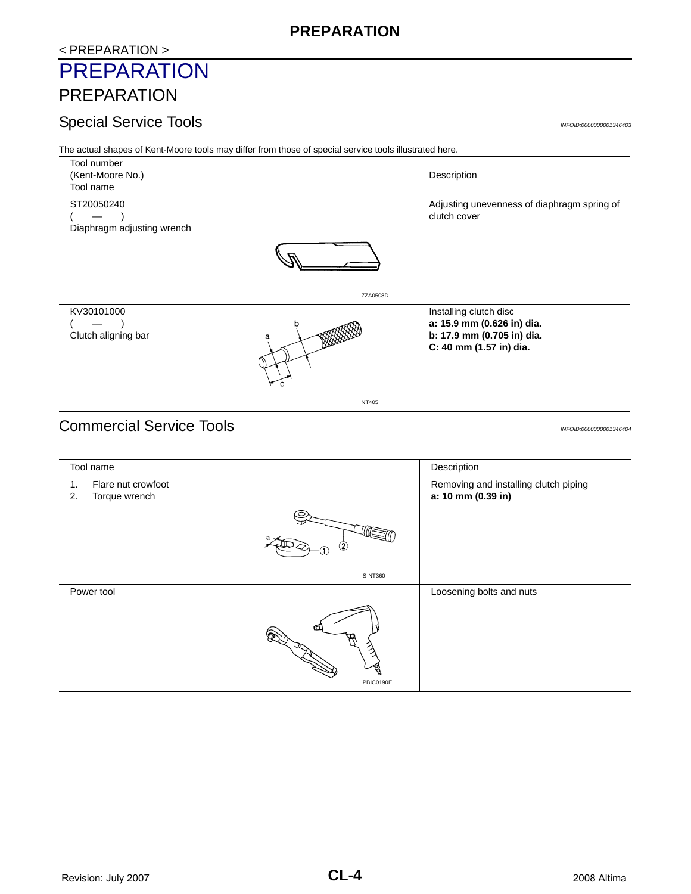< PREPARATION >

# PREPARATION

## PREPARATION

### Special Service Tools

*INFOID:0000000001346403*

The actual shapes of Kent-Moore tools may differ from those of special service tools illustrated here.

| Tool number<br>(Kent-Moore No.)<br>Tool name | Description |
|---|---|
| ST20050240<br>( — )<br>Diaphragm adjusting wrench<br>ZZA0508D | Adjusting unevenness of diaphragm spring of clutch cover |
| KV30101000<br>( — )<br>Clutch aligning bar<br>NT405 | Installing clutch disc<br>**a: 15.9 mm (0.626 in) dia.**<br>**b: 17.9 mm (0.705 in) dia.**<br>**C: 40 mm (1.57 in) dia.** |

### Commercial Service Tools

*INFOID:0000000001346404*

| Tool name | Description |
|---|---|
| 1. Flare nut crowfoot<br>2. Torque wrench<br>S-NT360 | Removing and installing clutch piping<br>**a: 10 mm (0.39 in)** |
| Power tool<br>PBIC0190E | Loosening bolts and nuts |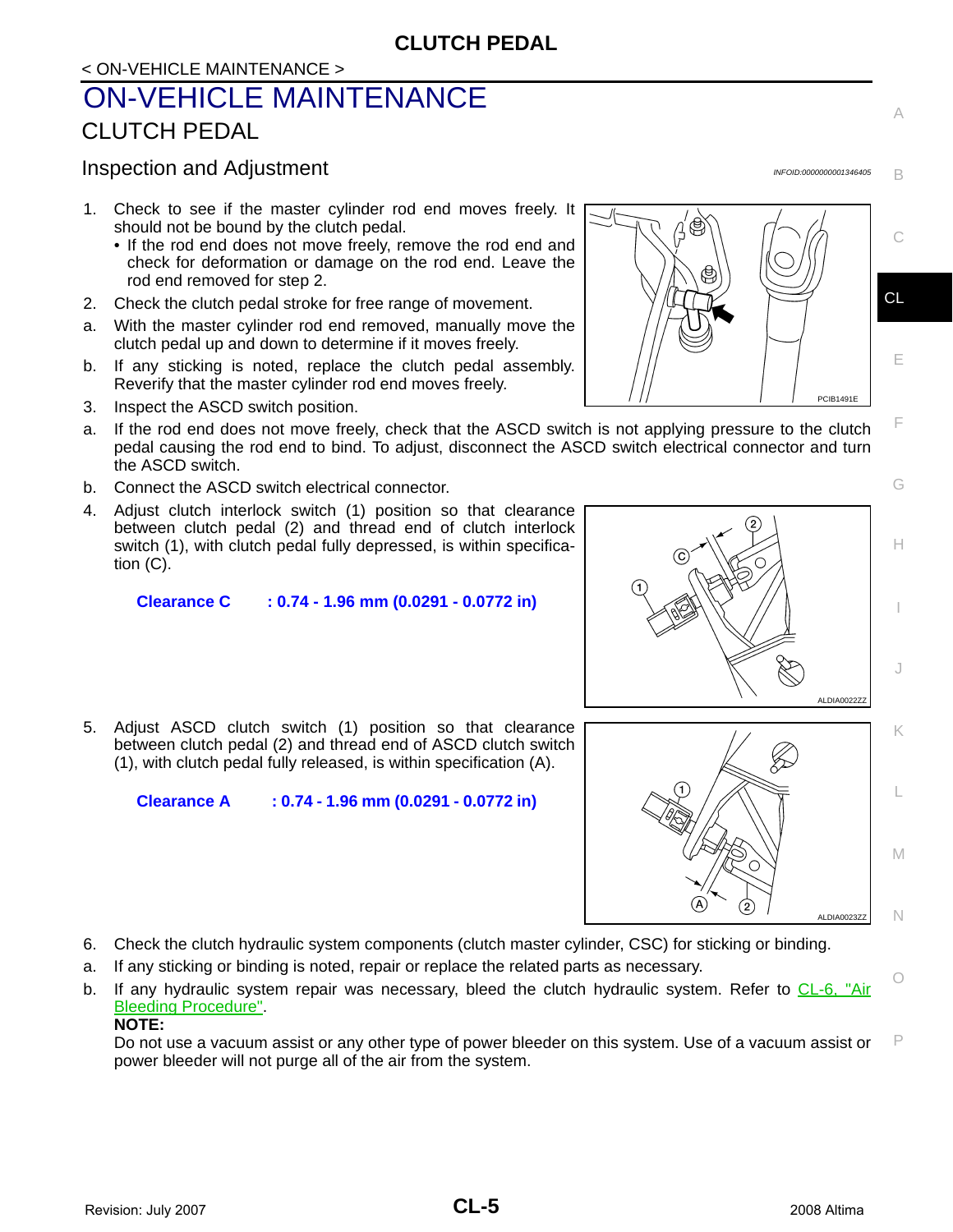# ON-VEHICLE MAINTENANCE

## CLUTCH PEDAL

### Inspection and Adjustment

INFOID:0000000001346405

1. Check to see if the master cylinder rod end moves freely. It should not be bound by the clutch pedal.
   - If the rod end does not move freely, remove the rod end and check for deformation or damage on the rod end. Leave the rod end removed for step 2.
2. Check the clutch pedal stroke for free range of movement.
   a. With the master cylinder rod end removed, manually move the clutch pedal up and down to determine if it moves freely.
   b. If any sticking is noted, replace the clutch pedal assembly. Reverify that the master cylinder rod end moves freely.
3. Inspect the ASCD switch position.
   a. If the rod end does not move freely, check that the ASCD switch is not applying pressure to the clutch pedal causing the rod end to bind. To adjust, disconnect the ASCD switch electrical connector and turn the ASCD switch.
   b. Connect the ASCD switch electrical connector.
4. Adjust clutch interlock switch (1) position so that clearance between clutch pedal (2) and thread end of clutch interlock switch (1), with clutch pedal fully depressed, is within specification (C).

   **Clearance C : 0.74 - 1.96 mm (0.0291 - 0.0772 in)**

5. Adjust ASCD clutch switch (1) position so that clearance between clutch pedal (2) and thread end of ASCD clutch switch (1), with clutch pedal fully released, is within specification (A).

   **Clearance A : 0.74 - 1.96 mm (0.0291 - 0.0772 in)**

6. Check the clutch hydraulic system components (clutch master cylinder, CSC) for sticking or binding.
   a. If any sticking or binding is noted, repair or replace the related parts as necessary.
   b. If any hydraulic system repair was necessary, bleed the clutch hydraulic system. Refer to CL-6, "Air Bleeding Procedure".

      **NOTE:**

      Do not use a vacuum assist or any other type of power bleeder on this system. Use of a vacuum assist or power bleeder will not purge all of the air from the system.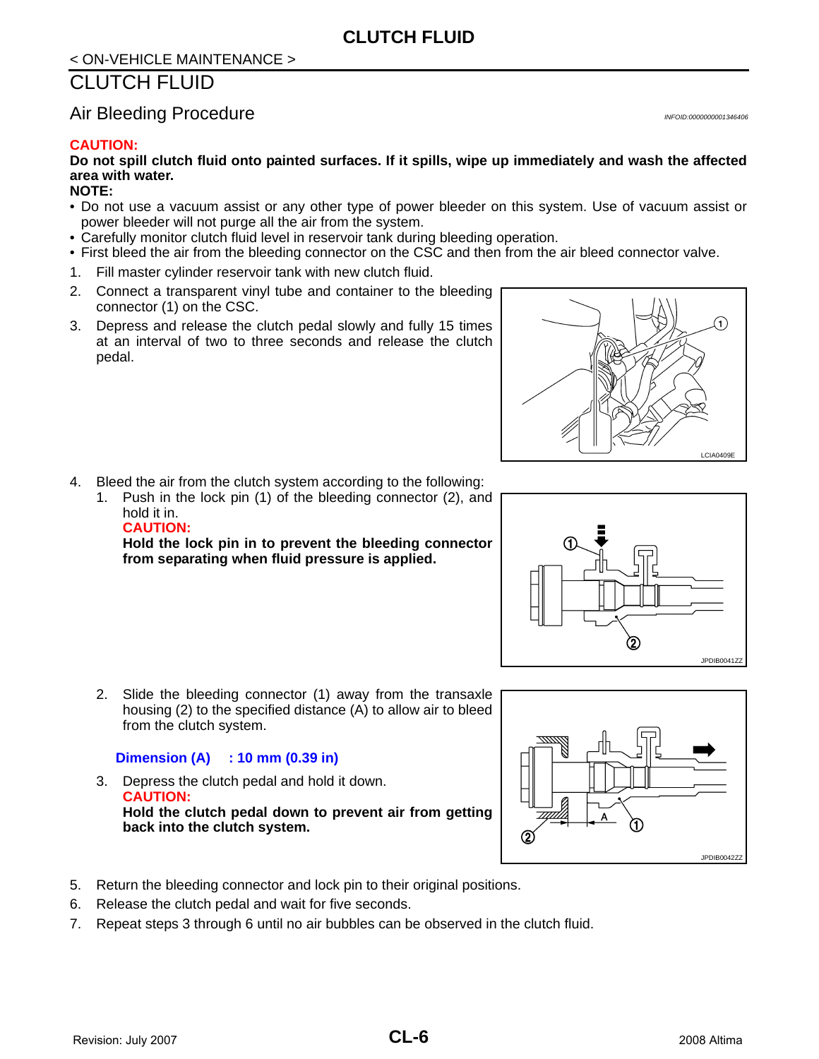< ON-VEHICLE MAINTENANCE >

# CLUTCH FLUID

## Air Bleeding Procedure

INFOID:0000000001346406

**CAUTION:**

**Do not spill clutch fluid onto painted surfaces. If it spills, wipe up immediately and wash the affected area with water.**

**NOTE:**

- Do not use a vacuum assist or any other type of power bleeder on this system. Use of vacuum assist or power bleeder will not purge all the air from the system.
- Carefully monitor clutch fluid level in reservoir tank during bleeding operation.
- First bleed the air from the bleeding connector on the CSC and then from the air bleed connector valve.

1. Fill master cylinder reservoir tank with new clutch fluid.
2. Connect a transparent vinyl tube and container to the bleeding connector (1) on the CSC.
3. Depress and release the clutch pedal slowly and fully 15 times at an interval of two to three seconds and release the clutch pedal.

LCIA0409E

4. Bleed the air from the clutch system according to the following:
   1. Push in the lock pin (1) of the bleeding connector (2), and hold it in.

      **CAUTION:**

      **Hold the lock pin in to prevent the bleeding connector from separating when fluid pressure is applied.**

      JPDIB0041ZZ

   2. Slide the bleeding connector (1) away from the transaxle housing (2) to the specified distance (A) to allow air to bleed from the clutch system.

      **Dimension (A) : 10 mm (0.39 in)**

   3. Depress the clutch pedal and hold it down.

      **CAUTION:**

      **Hold the clutch pedal down to prevent air from getting back into the clutch system.**

      JPDIB0042ZZ

5. Return the bleeding connector and lock pin to their original positions.
6. Release the clutch pedal and wait for five seconds.
7. Repeat steps 3 through 6 until no air bubbles can be observed in the clutch fluid.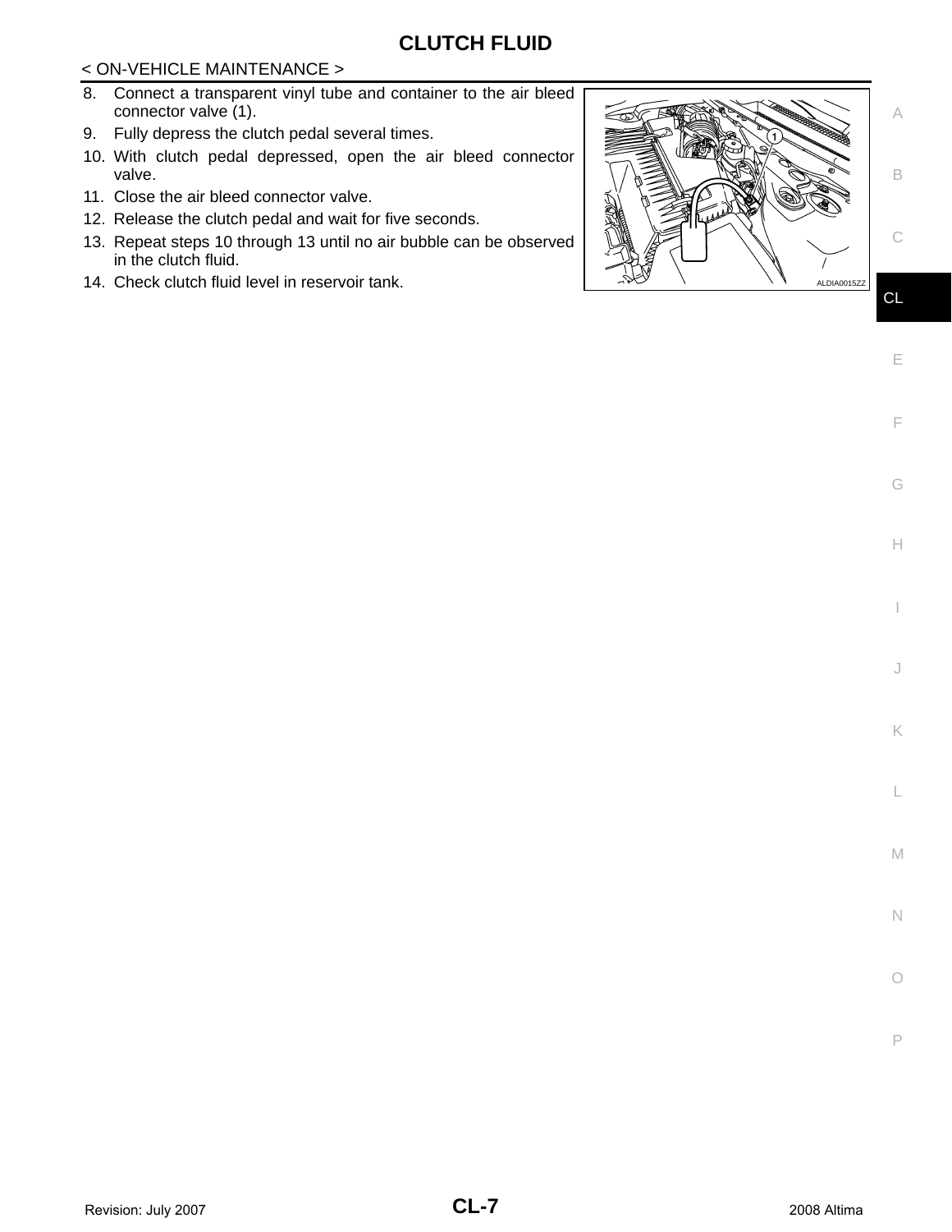8. Connect a transparent vinyl tube and container to the air bleed connector valve (1).
9. Fully depress the clutch pedal several times.
10. With clutch pedal depressed, open the air bleed connector valve.
11. Close the air bleed connector valve.
12. Release the clutch pedal and wait for five seconds.
13. Repeat steps 10 through 13 until no air bubble can be observed in the clutch fluid.
14. Check clutch fluid level in reservoir tank.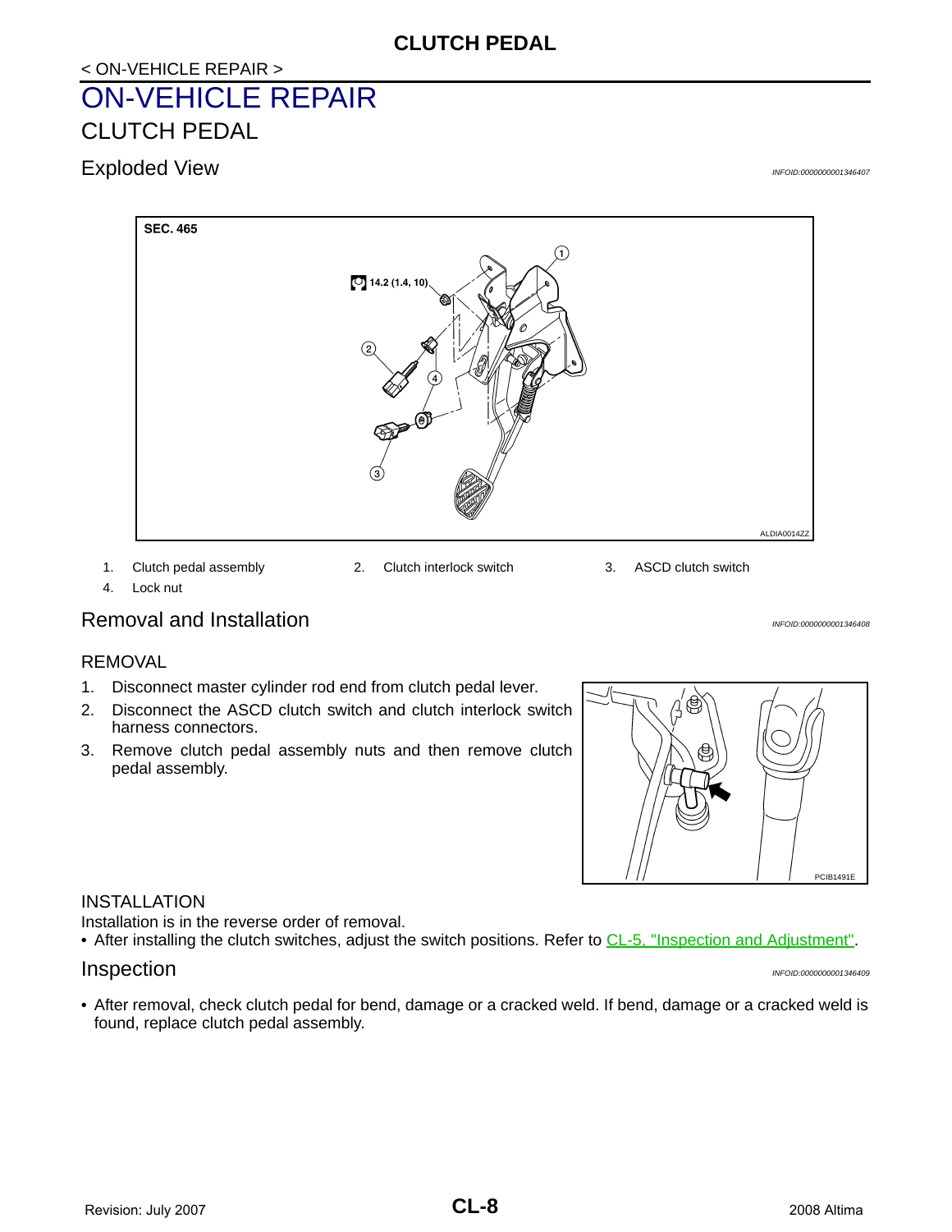# ON-VEHICLE REPAIR

## CLUTCH PEDAL

### Exploded View

INFOID:0000000001346407

1. Clutch pedal assembly
2. Clutch interlock switch
3. ASCD clutch switch
4. Lock nut

### Removal and Installation

INFOID:0000000001346408

#### REMOVAL

1. Disconnect master cylinder rod end from clutch pedal lever.
2. Disconnect the ASCD clutch switch and clutch interlock switch harness connectors.
3. Remove clutch pedal assembly nuts and then remove clutch pedal assembly.

#### INSTALLATION

Installation is in the reverse order of removal.

- After installing the clutch switches, adjust the switch positions. Refer to CL-5, "Inspection and Adjustment".

### Inspection

INFOID:0000000001346409

- After removal, check clutch pedal for bend, damage or a cracked weld. If bend, damage or a cracked weld is found, replace clutch pedal assembly.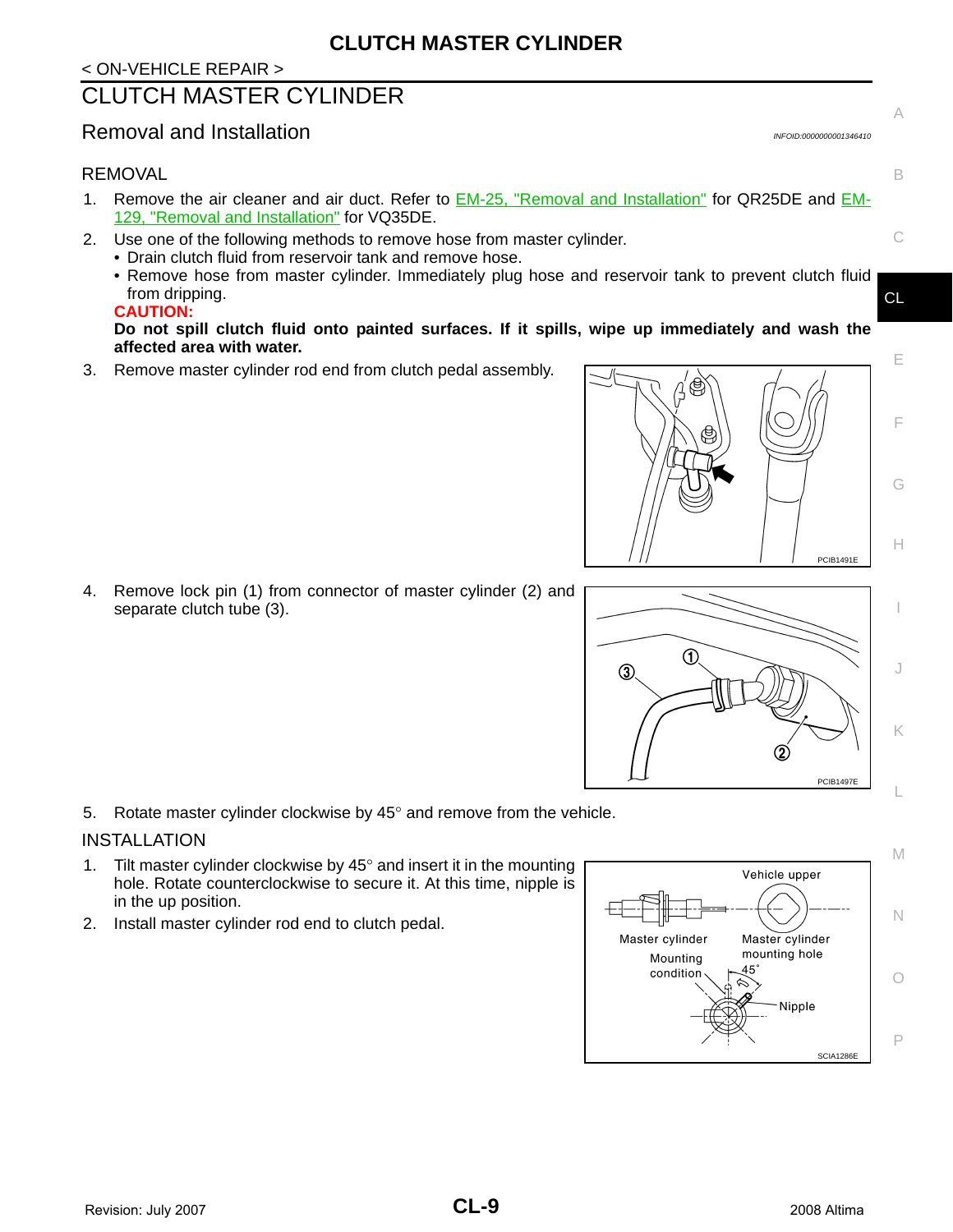# CLUTCH MASTER CYLINDER

## Removal and Installation

INFOID:0000000001346410

### REMOVAL

1. Remove the air cleaner and air duct. Refer to EM-25, "Removal and Installation" for QR25DE and EM-129, "Removal and Installation" for VQ35DE.
2. Use one of the following methods to remove hose from master cylinder.
   - Drain clutch fluid from reservoir tank and remove hose.
   - Remove hose from master cylinder. Immediately plug hose and reservoir tank to prevent clutch fluid from dripping.

   **CAUTION:**
   **Do not spill clutch fluid onto painted surfaces. If it spills, wipe up immediately and wash the affected area with water.**
3. Remove master cylinder rod end from clutch pedal assembly.

PCIB1491E

4. Remove lock pin (1) from connector of master cylinder (2) and separate clutch tube (3).

PCIB1497E

5. Rotate master cylinder clockwise by 45° and remove from the vehicle.

### INSTALLATION

1. Tilt master cylinder clockwise by 45° and insert it in the mounting hole. Rotate counterclockwise to secure it. At this time, nipple is in the up position.
2. Install master cylinder rod end to clutch pedal.

Vehicle upper

Master cylinder

Master cylinder mounting hole

Mounting condition

45°

Nipple

SCIA1286E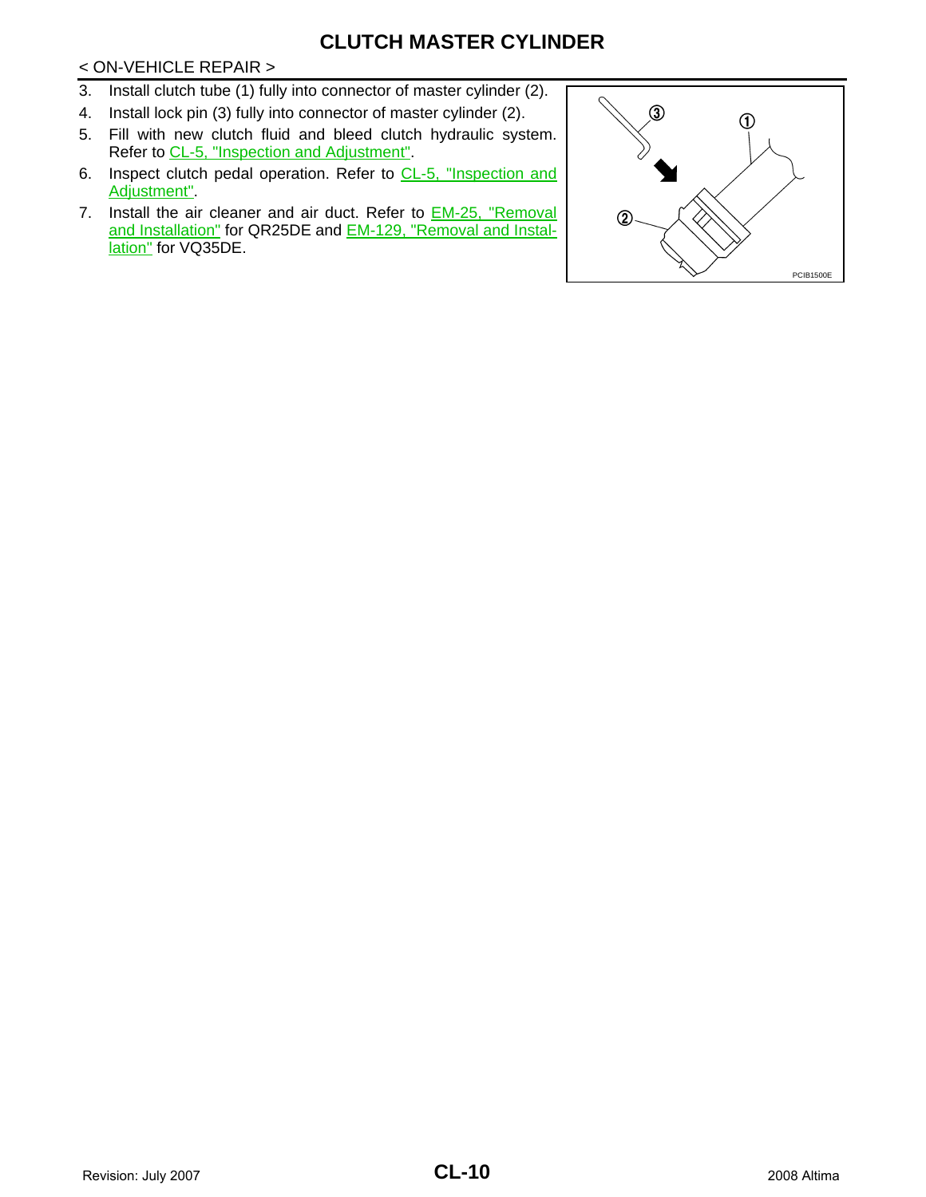3. Install clutch tube (1) fully into connector of master cylinder (2).
4. Install lock pin (3) fully into connector of master cylinder (2).
5. Fill with new clutch fluid and bleed clutch hydraulic system. Refer to CL-5, "Inspection and Adjustment".
6. Inspect clutch pedal operation. Refer to CL-5, "Inspection and Adjustment".
7. Install the air cleaner and air duct. Refer to EM-25, "Removal and Installation" for QR25DE and EM-129, "Removal and Installation" for VQ35DE.

PCIB1500E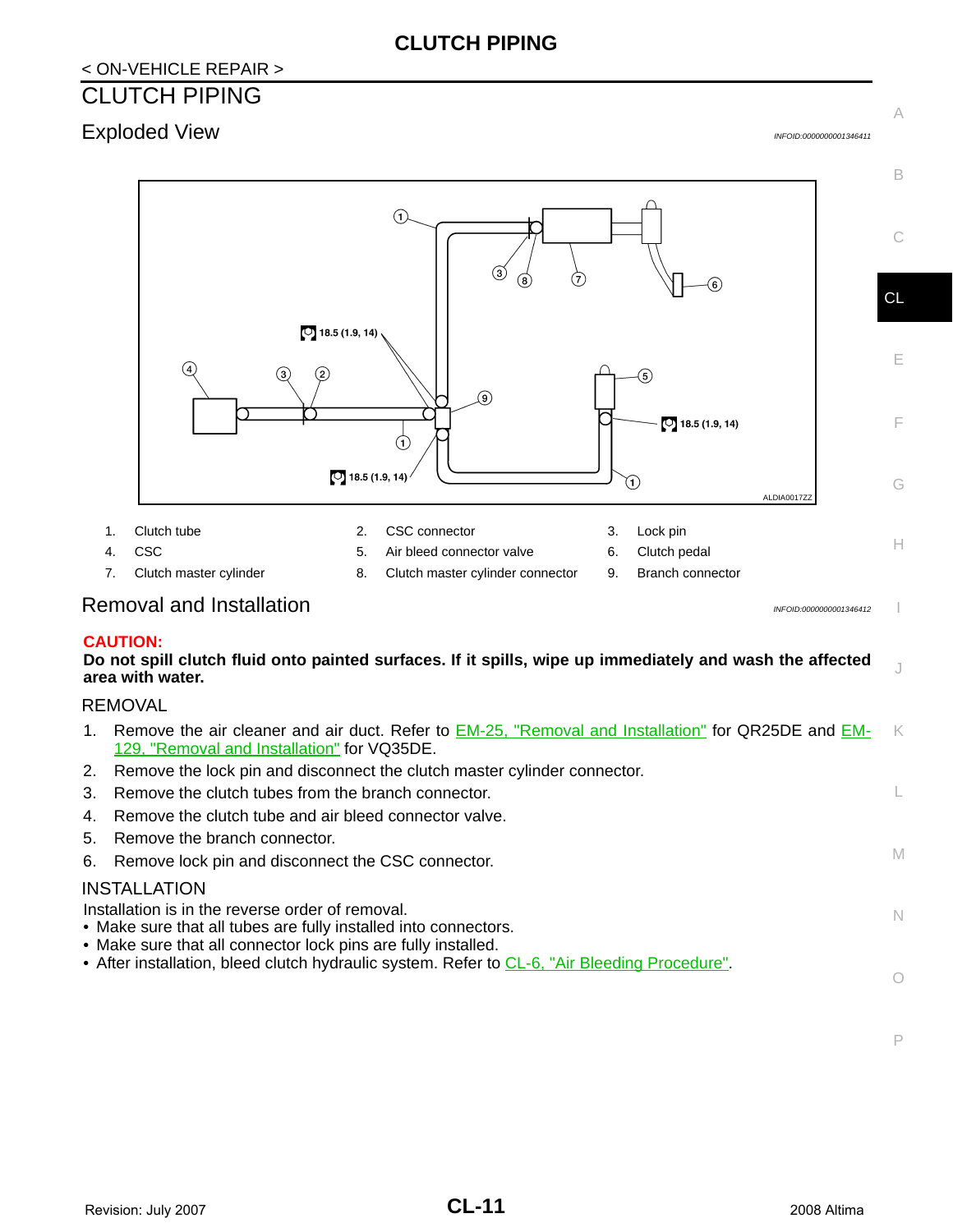< ON-VEHICLE REPAIR >

# CLUTCH PIPING

## Exploded View

INFOID:0000000001346411

ALDIA0017ZZ

| | | | | | |
|---|---|---|---|---|---|
| 1. | Clutch tube | 2. | CSC connector | 3. | Lock pin |
| 4. | CSC | 5. | Air bleed connector valve | 6. | Clutch pedal |
| 7. | Clutch master cylinder | 8. | Clutch master cylinder connector | 9. | Branch connector |

## Removal and Installation

INFOID:0000000001346412

**CAUTION:**

**Do not spill clutch fluid onto painted surfaces. If it spills, wipe up immediately and wash the affected area with water.**

### REMOVAL

1. Remove the air cleaner and air duct. Refer to EM-25, "Removal and Installation" for QR25DE and EM-129, "Removal and Installation" for VQ35DE.
2. Remove the lock pin and disconnect the clutch master cylinder connector.
3. Remove the clutch tubes from the branch connector.
4. Remove the clutch tube and air bleed connector valve.
5. Remove the branch connector.
6. Remove lock pin and disconnect the CSC connector.

### INSTALLATION

Installation is in the reverse order of removal.

- Make sure that all tubes are fully installed into connectors.
- Make sure that all connector lock pins are fully installed.
- After installation, bleed clutch hydraulic system. Refer to CL-6, "Air Bleeding Procedure".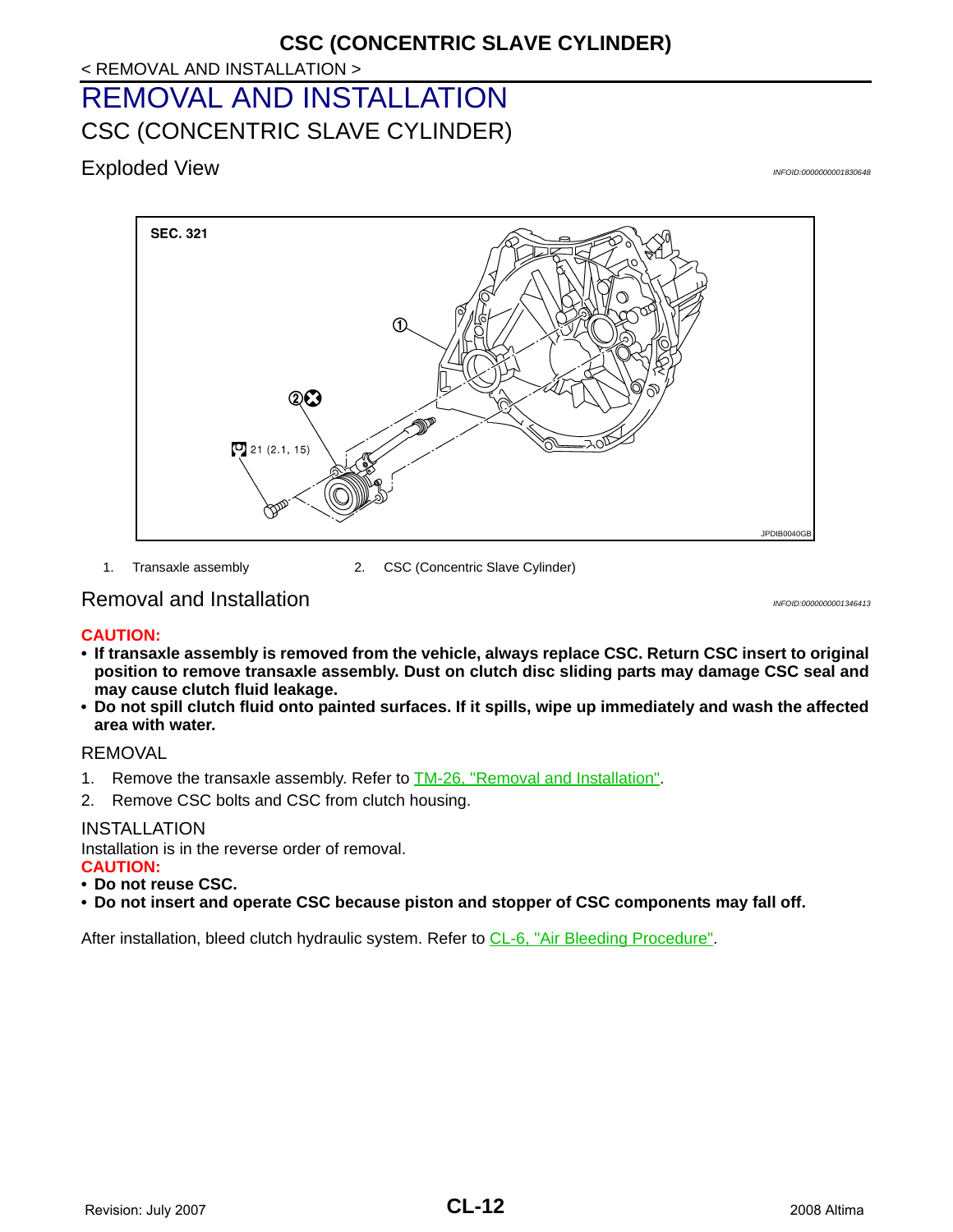# REMOVAL AND INSTALLATION

## CSC (CONCENTRIC SLAVE CYLINDER)

### Exploded View

INFOID:0000000001830648

1. Transaxle assembly
2. CSC (Concentric Slave Cylinder)

### Removal and Installation

INFOID:0000000001346413

**CAUTION:**

- **If transaxle assembly is removed from the vehicle, always replace CSC. Return CSC insert to original position to remove transaxle assembly. Dust on clutch disc sliding parts may damage CSC seal and may cause clutch fluid leakage.**
- **Do not spill clutch fluid onto painted surfaces. If it spills, wipe up immediately and wash the affected area with water.**

REMOVAL

1. Remove the transaxle assembly. Refer to TM-26, "Removal and Installation".
2. Remove CSC bolts and CSC from clutch housing.

INSTALLATION

Installation is in the reverse order of removal.

**CAUTION:**

- **Do not reuse CSC.**
- **Do not insert and operate CSC because piston and stopper of CSC components may fall off.**

After installation, bleed clutch hydraulic system. Refer to CL-6, "Air Bleeding Procedure".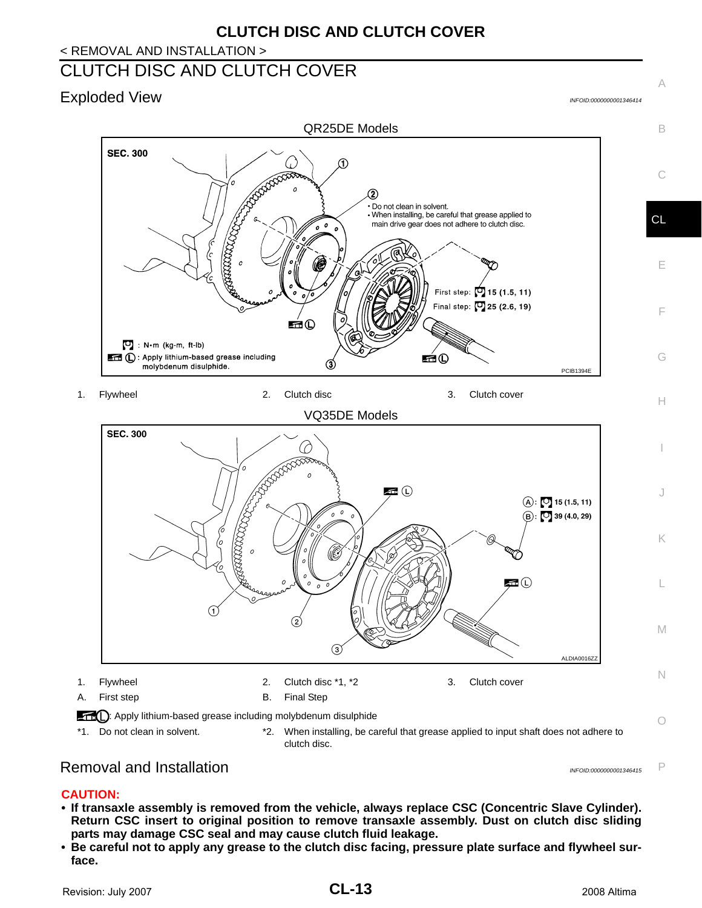# CLUTCH DISC AND CLUTCH COVER

## Exploded View

INFOID:0000000001346414

QR25DE Models

1. Flywheel
2. Clutch disc
3. Clutch cover

VQ35DE Models

1. Flywheel
2. Clutch disc *1, *2
3. Clutch cover

A. First step
B. Final Step

: Apply lithium-based grease including molybdenum disulphide

*1. Do not clean in solvent.

*2. When installing, be careful that grease applied to input shaft does not adhere to clutch disc.

## Removal and Installation

INFOID:0000000001346415

**CAUTION:**

- **If transaxle assembly is removed from the vehicle, always replace CSC (Concentric Slave Cylinder). Return CSC insert to original position to remove transaxle assembly. Dust on clutch disc sliding parts may damage CSC seal and may cause clutch fluid leakage.**
- **Be careful not to apply any grease to the clutch disc facing, pressure plate surface and flywheel surface.**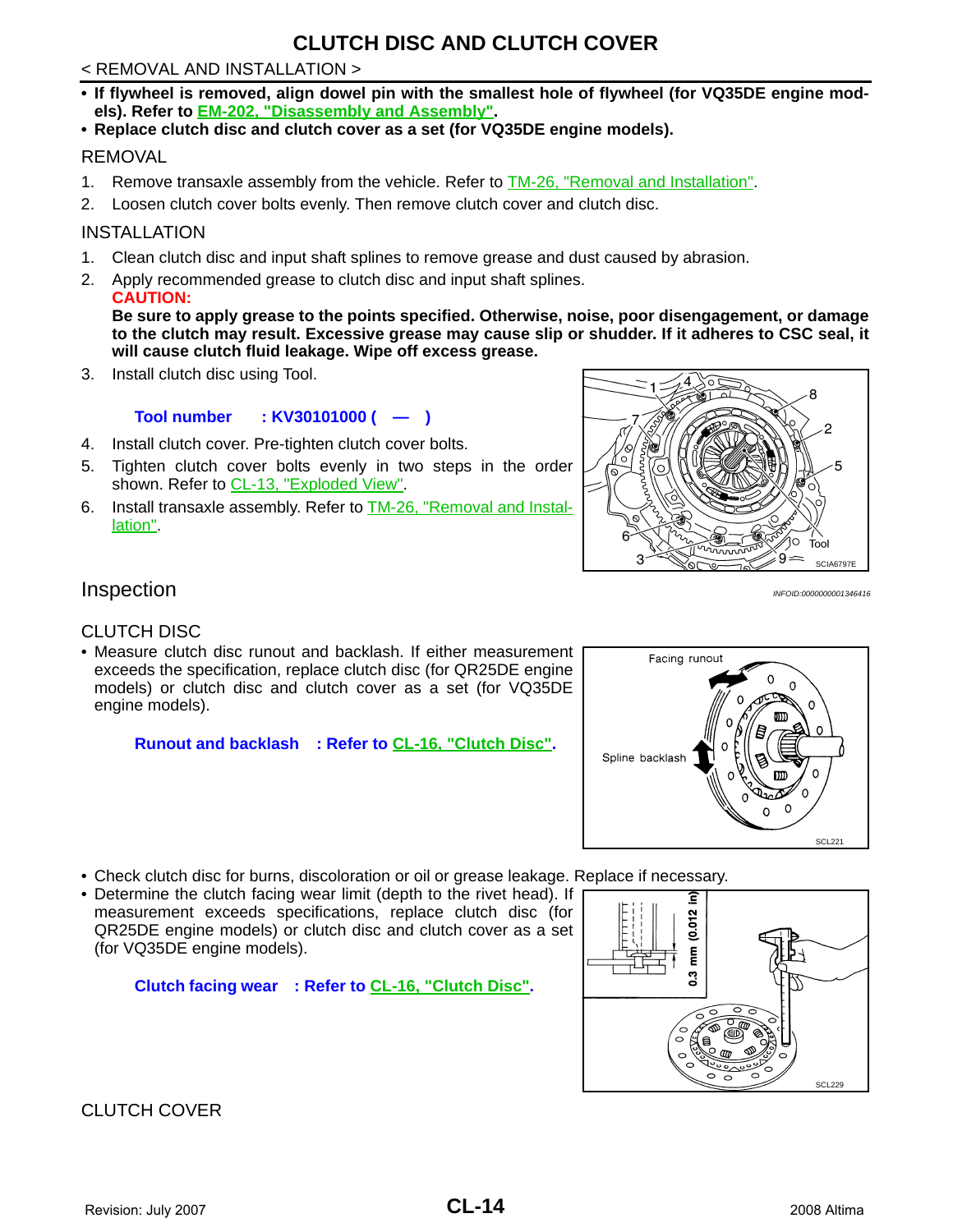# CLUTCH DISC AND CLUTCH COVER

< REMOVAL AND INSTALLATION >

- **If flywheel is removed, align dowel pin with the smallest hole of flywheel (for VQ35DE engine models). Refer to EM-202, "Disassembly and Assembly".**
- **Replace clutch disc and clutch cover as a set (for VQ35DE engine models).**

REMOVAL

1. Remove transaxle assembly from the vehicle. Refer to TM-26, "Removal and Installation".
2. Loosen clutch cover bolts evenly. Then remove clutch cover and clutch disc.

INSTALLATION

1. Clean clutch disc and input shaft splines to remove grease and dust caused by abrasion.
2. Apply recommended grease to clutch disc and input shaft splines.
   **CAUTION:**
   **Be sure to apply grease to the points specified. Otherwise, noise, poor disengagement, or damage to the clutch may result. Excessive grease may cause slip or shudder. If it adheres to CSC seal, it will cause clutch fluid leakage. Wipe off excess grease.**
3. Install clutch disc using Tool.

   **Tool number : KV30101000 ( — )**

4. Install clutch cover. Pre-tighten clutch cover bolts.
5. Tighten clutch cover bolts evenly in two steps in the order shown. Refer to CL-13, "Exploded View".
6. Install transaxle assembly. Refer to TM-26, "Removal and Installation".

SCIA6797E

## Inspection

*INFOID:0000000001346416*

CLUTCH DISC

- Measure clutch disc runout and backlash. If either measurement exceeds the specification, replace clutch disc (for QR25DE engine models) or clutch disc and clutch cover as a set (for VQ35DE engine models).

  **Runout and backlash : Refer to CL-16, "Clutch Disc".**

SCL221

- Check clutch disc for burns, discoloration or oil or grease leakage. Replace if necessary.
- Determine the clutch facing wear limit (depth to the rivet head). If measurement exceeds specifications, replace clutch disc (for QR25DE engine models) or clutch disc and clutch cover as a set (for VQ35DE engine models).

  **Clutch facing wear : Refer to CL-16, "Clutch Disc".**

SCL229

CLUTCH COVER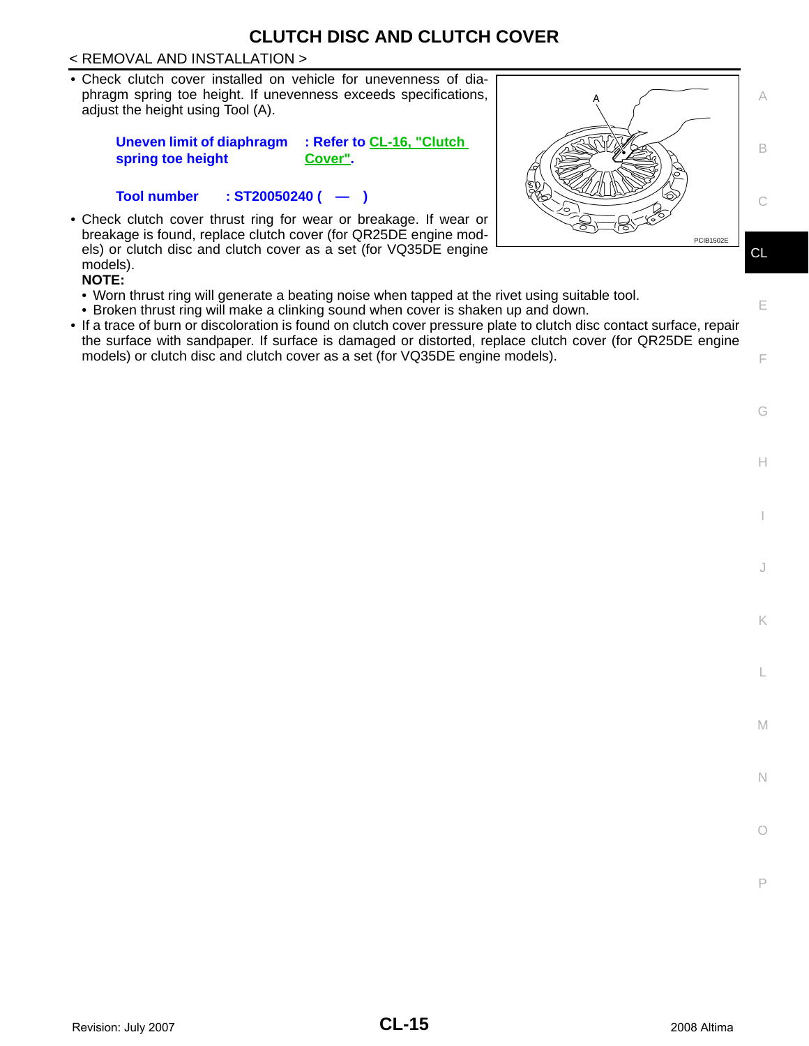# CLUTCH DISC AND CLUTCH COVER

< REMOVAL AND INSTALLATION >

- Check clutch cover installed on vehicle for unevenness of diaphragm spring toe height. If unevenness exceeds specifications, adjust the height using Tool (A).

  **Uneven limit of diaphragm spring toe height : Refer to CL-16, "Clutch Cover".**

  **Tool number : ST20050240 ( — )**

- Check clutch cover thrust ring for wear or breakage. If wear or breakage is found, replace clutch cover (for QR25DE engine models) or clutch disc and clutch cover as a set (for VQ35DE engine models).

  **NOTE:**
  - Worn thrust ring will generate a beating noise when tapped at the rivet using suitable tool.
  - Broken thrust ring will make a clinking sound when cover is shaken up and down.
- If a trace of burn or discoloration is found on clutch cover pressure plate to clutch disc contact surface, repair the surface with sandpaper. If surface is damaged or distorted, replace clutch cover (for QR25DE engine models) or clutch disc and clutch cover as a set (for VQ35DE engine models).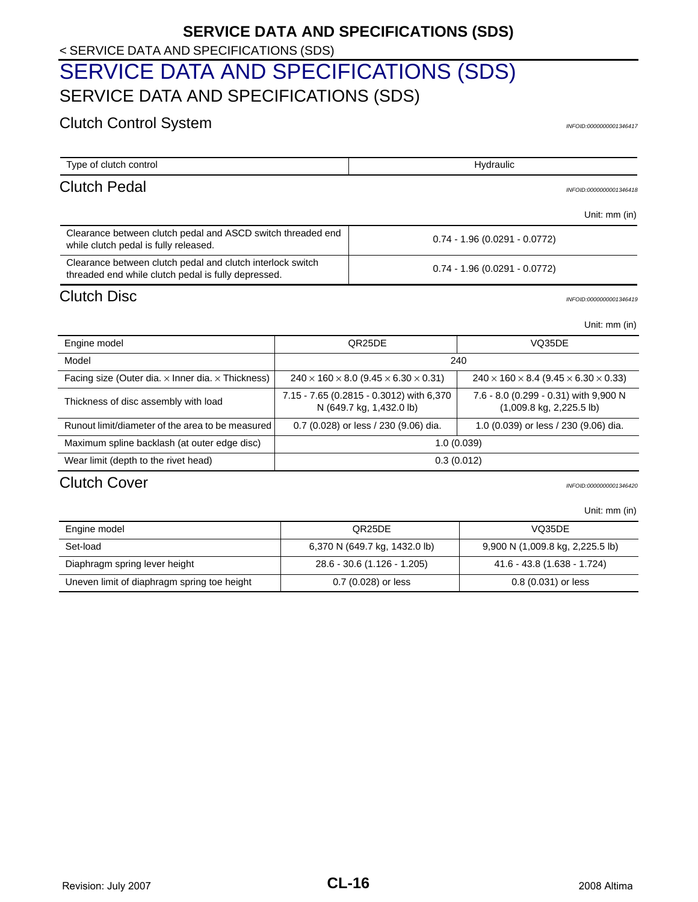# SERVICE DATA AND SPECIFICATIONS (SDS)

## SERVICE DATA AND SPECIFICATIONS (SDS)

### Clutch Control System

*INFOID:0000000001346417*

| | |
|---|---|
| Type of clutch control | Hydraulic |

### Clutch Pedal

*INFOID:0000000001346418*

Unit: mm (in)

| | |
|---|---|
| Clearance between clutch pedal and ASCD switch threaded end while clutch pedal is fully released. | 0.74 - 1.96 (0.0291 - 0.0772) |
| Clearance between clutch pedal and clutch interlock switch threaded end while clutch pedal is fully depressed. | 0.74 - 1.96 (0.0291 - 0.0772) |

### Clutch Disc

*INFOID:0000000001346419*

Unit: mm (in)

| Engine model | QR25DE | VQ35DE |
|---|---|---|
| Model | 240 | |
| Facing size (Outer dia. × Inner dia. × Thickness) | 240 × 160 × 8.0 (9.45 × 6.30 × 0.31) | 240 × 160 × 8.4 (9.45 × 6.30 × 0.33) |
| Thickness of disc assembly with load | 7.15 - 7.65 (0.2815 - 0.3012) with 6,370 N (649.7 kg, 1,432.0 lb) | 7.6 - 8.0 (0.299 - 0.31) with 9,900 N (1,009.8 kg, 2,225.5 lb) |
| Runout limit/diameter of the area to be measured | 0.7 (0.028) or less / 230 (9.06) dia. | 1.0 (0.039) or less / 230 (9.06) dia. |
| Maximum spline backlash (at outer edge disc) | 1.0 (0.039) | |
| Wear limit (depth to the rivet head) | 0.3 (0.012) | |

### Clutch Cover

*INFOID:0000000001346420*

Unit: mm (in)

| Engine model | QR25DE | VQ35DE |
|---|---|---|
| Set-load | 6,370 N (649.7 kg, 1432.0 lb) | 9,900 N (1,009.8 kg, 2,225.5 lb) |
| Diaphragm spring lever height | 28.6 - 30.6 (1.126 - 1.205) | 41.6 - 43.8 (1.638 - 1.724) |
| Uneven limit of diaphragm spring toe height | 0.7 (0.028) or less | 0.8 (0.031) or less |